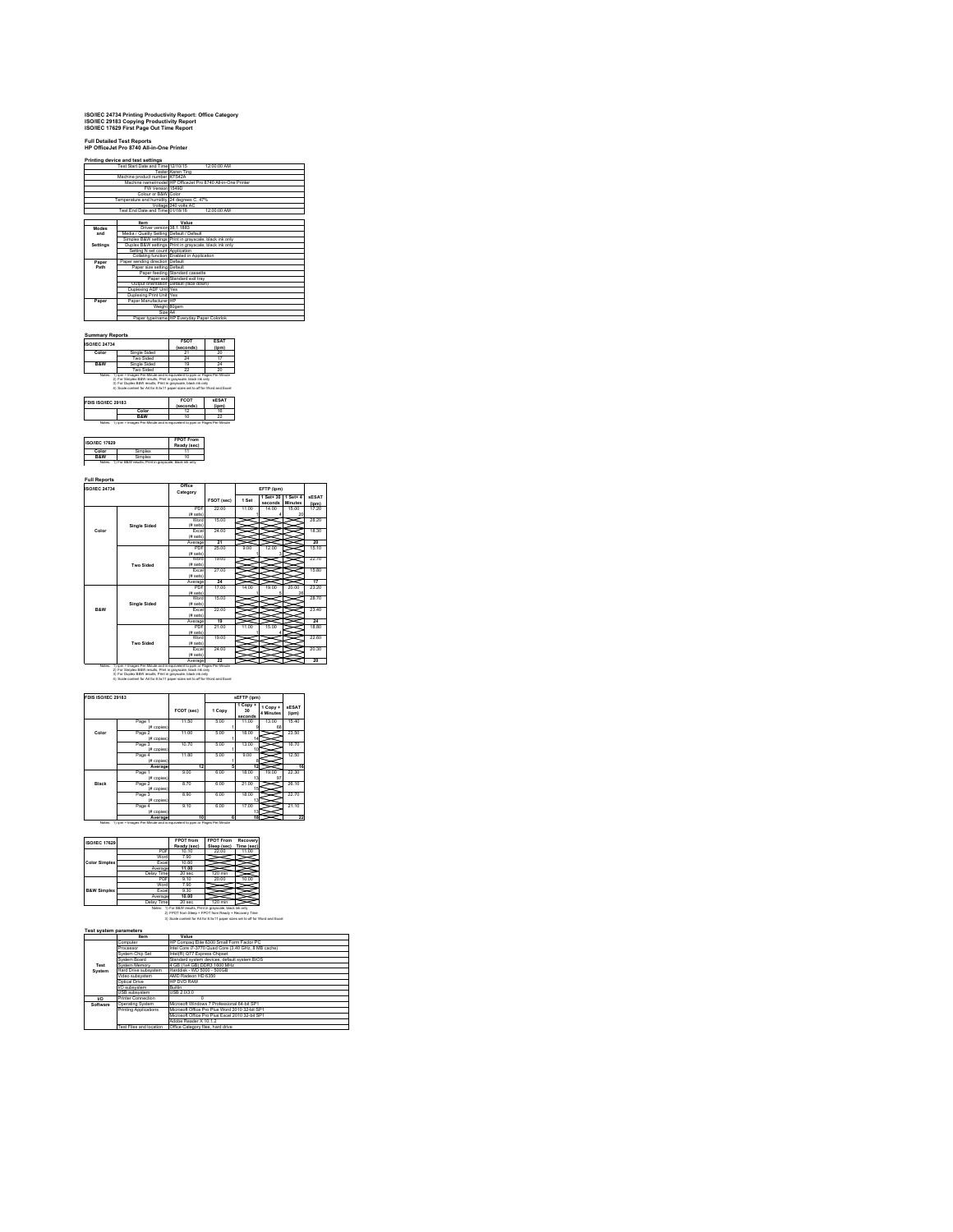**ISO/IEC 24734 Printing Productivity Report: Office Category**
**ISO/IEC 29183 Copying Productivity Report**
**ISO/IEC 17629 First Page Out Time Report**

**Full Detailed Test Reports**
**HP OfficeJet Pro 8740 All-in-One Printer**

**Printing device and test settings**

| Item | Value |
|---|---|
| Test Start Date and Time | 12/10/15 12:00:00 AM |
| Tester | Karen Ting |
| Machine product number | K7S42A |
| Machine name/model | HP OfficeJet Pro 8740 All-in-One Printer |
| FW Version | 1549D |
| Colour or B&W | Color |
| Temperature and humidity | 24 degrees C, 47% |
| Voltage | 240 volts AC |
| Test End Date and Time | 01/18/16 12:00:00 AM |

| | Item | Value |
|---|---|---|
| **Modes and Settings** | Driver version | 38.1.1683 |
| | Media / Quality Setting | Default / Default |
| | Simplex B&W settings | Print in grayscale, black ink only |
| | Duplex B&W settings | Print in grayscale, black ink only |
| | Setting N set count | Application |
| | Collating function | Enabled in Application |
| **Paper Path** | Paper sending direction | Default |
| | Paper size setting | Default |
| | Paper feeding | Standard cassette |
| | Paper exit | Standard exit tray |
| | Output orientation | Default (face down) |
| | Duplexing ADF Unit | Yes |
| | Duplexing Print Unit | Yes |
| **Paper** | Paper Manufacturer | HP |
| | Weight | 80gsm |
| | Size | A4 |
| | Paper type/name | HP Everyday Paper Colorlok |

**Summary Reports**

| ISO/IEC 24734 | | FSOT (seconds) | ESAT (ipm) |
|---|---|---|---|
| Color | Single Sided | 21 | 20 |
| | Two Sided | 24 | 17 |
| B&W | Single Sided | 19 | 24 |
| | Two Sided | 22 | 20 |

Notes: 1) ipm = Images Per Minute and is equivalent to ppm or Pages Per Minute
2) For Simplex B&W results, Print in grayscale, black ink only
3) For Duplex B&W results, Print in grayscale, black ink only
4) Scale content for A4 for 8.5x11 paper sizes set to off for Word and Excel

| FDIS ISO/IEC 29183 | FCOT (seconds) | sESAT (ipm) |
|---|---|---|
| Color | 12 | 16 |
| B&W | 10 | 22 |

Notes: 1) ipm = Images Per Minute and is equivalent to ppm or Pages Per Minute

| ISO/IEC 17629 | | FPOT From Ready (sec) |
|---|---|---|
| Color | Simplex | 11 |
| B&W | Simplex | 10 |

Notes: 1) For B&W results, Print in grayscale, black ink only

**Full Reports**

| ISO/IEC 24734 | | Office Category | FSOT (sec) | EFTP (ipm) 1 Set | 1 Set + 30 seconds | 1 Set + 4 Minutes | sESAT (ipm) |
|---|---|---|---|---|---|---|---|
| Color | Single Sided | PDF | 22.00 | 11.00 | 14.00 | 15.00 | 17.20 |
| | | (# sets) | | 1 | 4 | 20 | |
| | | Word | 15.00 | | | | 28.20 |
| | | (# sets) | | | | | |
| | | Excel | 24.00 | | | | 18.30 |
| | | (# sets) | | | | | |
| | | Average | 21 | | | | 20 |
| | Two Sided | PDF | 25.00 | 9.00 | 12.00 | | 15.10 |
| | | (# sets) | | 1 | 3 | | |
| | | Word | 19.00 | | | | 22.10 |
| | | (# sets) | | | | | |
| | | Excel | 27.00 | | | | 15.80 |
| | | (# sets) | | | | | |
| | | Average | 24 | | | | 17 |
| B&W | Single Sided | PDF | 17.00 | 14.00 | 19.00 | 20.00 | 23.20 |
| | | (# sets) | | 1 | 5 | 26 | |
| | | Word | 15.00 | | | | 28.70 |
| | | (# sets) | | | | | |
| | | Excel | 22.00 | | | | 23.40 |
| | | (# sets) | | | | | |
| | | Average | 19 | | | | 24 |
| | Two Sided | PDF | 21.00 | 11.00 | 15.00 | | 18.80 |
| | | (# sets) | | 1 | 4 | | |
| | | Word | 19.00 | | | | 22.60 |
| | | (# sets) | | | | | |
| | | Excel | 24.00 | | | | 20.30 |
| | | (# sets) | | | | | |
| | | Average | 22 | | | | 20 |

Notes: 1) ipm = Images Per Minute and is equivalent to ppm or Pages Per Minute
2) For Simplex B&W results, Print in grayscale, black ink only
3) For Duplex B&W results, Print in grayscale, black ink only
4) Scale content for A4 for 8.5x11 paper sizes set to off for Word and Excel

| FDIS ISO/IEC 29183 | | FCOT (sec) | sEFTP (ipm) 1 Copy | 1 Copy + 30 seconds | 1 Copy + 4 Minutes | sESAT (ipm) |
|---|---|---|---|---|---|---|
| Color | Page 1 | 11.50 | 5.00 | 11.00 | 13.00 | 15.40 |
| | (# copies) | | 1 | 9 | 68 | |
| | Page 2 | 11.00 | 5.00 | 16.00 | | 23.50 |
| | (# copies) | | 1 | 14 | | |
| | Page 3 | 10.70 | 5.00 | 13.00 | | 16.70 |
| | (# copies) | | 1 | 10 | | |
| | Page 4 | 11.80 | 5.00 | 9.00 | | 12.50 |
| | (# copies) | | 1 | 8 | | |
| | Average | 12 | 5 | 12 | | 16 |
| Black | Page 1 | 9.00 | 6.00 | 18.00 | 19.00 | 22.30 |
| | (# copies) | | 1 | 13 | 97 | |
| | Page 2 | 8.70 | 6.00 | 21.00 | | 26.10 |
| | (# copies) | | 1 | 15 | | |
| | Page 3 | 8.90 | 6.00 | 18.00 | | 22.70 |
| | (# copies) | | 1 | 13 | | |
| | Page 4 | 9.10 | 6.00 | 17.00 | | 21.10 |
| | (# copies) | | 1 | 13 | | |
| | Average | 10 | 6 | 18 | | 22 |

Notes: 1) ipm = Images Per Minute and is equivalent to ppm or Pages Per Minute

| ISO/IEC 17629 | | FPOT from Ready (sec) | FPOT From Sleep (sec) | Recovery Time (sec) |
|---|---|---|---|---|
| Color Simplex | PDF | 10.70 | 22.00 | 11.30 |
| | Word | 7.90 | | |
| | Excel | 10.60 | | |
| | Average | 11.00 | | |
| | Delay Time | 20 sec | 120 min | |
| B&W Simplex | PDF | 9.10 | 20.00 | 10.90 |
| | Word | 7.90 | | |
| | Excel | 9.30 | | |
| | Average | 10.00 | | |
| | Delay Time | 20 sec | 120 min | |

Notes: 1) For B&W results, Print in grayscale, black ink only
2) FPOT from Sleep = FPOT from Ready + Recovery Time
3) Scale content for A4 for 8.5x11 paper sizes set to off for Word and Excel

**Test system parameters**

| | Item | Value |
|---|---|---|
| **Test System** | Computer | HP Compaq Elite 8300 Small Form Factor PC |
| | Processor | Intel Core i7-3770 Quad Core (3.40 GHz, 8 MB cache) |
| | System Chip Set | Intel(R) Q77 Express Chipset |
| | System Board | Standard system devices, default system BIOS |
| | System Memory | 4 GB (1x4 GB) DDR3 1600 MHz |
| | Hard Drive subsystem | Harddisk - WD 5000 - 500GB |
| | Video subsystem | AMD Radeon HD 6350 |
| | Optical Drive | HP DVD RAM |
| | I/O subsystem | Builtin |
| | USB subsystem | USB 2.0/3.0 |
| **I/O** | Printer Connection | 0 |
| **Software** | Operating System | Microsoft Windows 7 Professional 64-bit SP1 |
| | Printing Applications | Microsoft Office Pro Plus Word 2010 32-bit SP1 |
| | | Microsoft Office Pro Plus Excel 2010 32-bit SP1 |
| | | Adobe Reader X 10.1.2 |
| | Test Files and location | Office Category files, hard drive |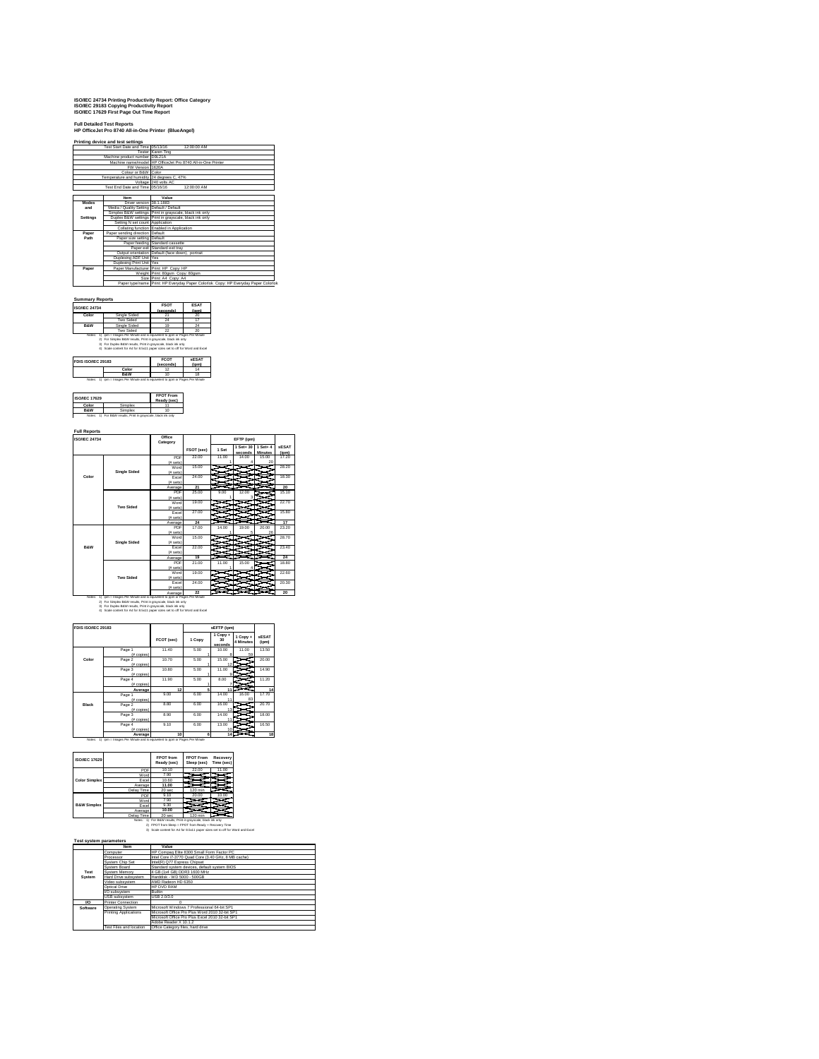**ISO/IEC 24734 Printing Productivity Report: Office Category**
**ISO/IEC 29183 Copying Productivity Report**
**ISO/IEC 17629 First Page Out Time Report**

**Full Detailed Test Reports**
**HP OfficeJet Pro 8740 All-in-One Printer (BlueAngel)**

**Printing device and test settings**

| | |
|---|---|
| Test Start Date and Time | 05/13/16 12:00:00 AM |
| Tester | Karen Ting |
| Machine product number | D9L21A |
| Machine name/model | HP OfficeJet Pro 8740 All-in-One Printer |
| FW Version | 1620A |
| Colour or B&W | Color |
| Temperature and humidity | 24 degrees C, 47% |
| Voltage | 240 volts AC |
| Test End Date and Time | 05/16/16 12:00:00 AM |

| | Item | Value |
|---|---|---|
| Modes and Settings | Driver version | 38.1.1860 |
| | Media / Quality Setting | Default / Default |
| | Simplex B&W settings | Print in grayscale, black ink only |
| | Duplex B&W settings | Print in grayscale, black ink only |
| | Setting N set count | Application |
| | Collating function | Enabled in Application |
| Paper Path | Paper sending direction | Default |
| | Paper size setting | Default |
| | Paper feeding | Standard cassette |
| | Paper exit | Standard exit tray |
| | Output orientation | Default (face down), portrait |
| | Duplexing ADF Unit | Yes |
| | Duplexing Print Unit | Yes |
| Paper | Paper Manufacturer | Print: HP Copy: HP |
| | Weight | Print: 80gsm Copy: 80gsm |
| | Size | Print: A4 Copy: A4 |
| | Paper type/name | Print: HP Everyday Paper Colorlok Copy: HP Everyday Paper Colorlok |

**Summary Reports**

| ISO/IEC 24734 | | FSOT (seconds) | ESAT (ipm) |
|---|---|---|---|
| Color | Single Sided | 21 | 20 |
| | Two Sided | 24 | 17 |
| B&W | Single Sided | 19 | 24 |
| | Two Sided | 22 | 20 |

Notes: 1) ipm = Images Per Minute and is equivalent to ppm or Pages Per Minute
2) For Simplex B&W results, Print in grayscale, black ink only
3) For Duplex B&W results, Print in grayscale, black ink only
4) Scale content for A4 for 8.5x11 paper sizes set to off for Word and Excel

| FDIS ISO/IEC 29183 | FCOT (seconds) | sESAT (ipm) |
|---|---|---|
| Color | 12 | 14 |
| B&W | 10 | 18 |

Notes: 1) ipm = Images Per Minute and is equivalent to ppm or Pages Per Minute

| ISO/IEC 17629 | | FPOT From Ready (sec) |
|---|---|---|
| Color | Simplex | 11 |
| B&W | Simplex | 10 |

Notes: 1) For B&W results, Print in grayscale, black ink only

**Full Reports**

| ISO/IEC 24734 | | Office Category | FSOT (sec) | EFTP (ipm) 1 Set | 1 Set + 30 seconds | 1 Set + 4 Minutes | sESAT (ipm) |
|---|---|---|---|---|---|---|---|
| Color | Single Sided | PDF | 22.00 | 11.00 | 14.00 | 15.00 | 17.20 |
| | | (# sets) | | 1 | 4 | 20 | |
| | | Word | 15.00 | | | | 28.20 |
| | | (# sets) | | | | | |
| | | Excel | 24.00 | | | | 18.30 |
| | | (# sets) | | | | | |
| | | Average | 21 | | | | 20 |
| | Two Sided | PDF | 25.00 | 9.00 | 12.00 | | 15.10 |
| | | (# sets) | | 1 | 3 | | |
| | | Word | 19.00 | | | | 22.70 |
| | | (# sets) | | | | | |
| | | Excel | 27.00 | | | | 15.80 |
| | | (# sets) | | | | | |
| | | Average | 24 | | | | 17 |
| B&W | Single Sided | PDF | 17.00 | 14.00 | 19.00 | 20.00 | 23.20 |
| | | (# sets) | | 1 | 5 | 26 | |
| | | Word | 15.00 | | | | 28.70 |
| | | (# sets) | | | | | |
| | | Excel | 22.00 | | | | 23.40 |
| | | (# sets) | | | | | |
| | | Average | 19 | | | | 24 |
| | Two Sided | PDF | 21.00 | 11.00 | 15.00 | | 18.80 |
| | | (# sets) | | 1 | 4 | | |
| | | Word | 19.00 | | | | 22.60 |
| | | (# sets) | | | | | |
| | | Excel | 24.00 | | | | 20.30 |
| | | (# sets) | | | | | |
| | | Average | 22 | | | | 20 |

Notes: 1) ipm = Images Per Minute and is equivalent to ppm or Pages Per Minute
2) For Simplex B&W results, Print in grayscale, black ink only
3) For Duplex B&W results, Print in grayscale, black ink only
4) Scale content for A4 for 8.5x11 paper sizes set to off for Word and Excel

| FDIS ISO/IEC 29183 | | FCOT (sec) | sEFTP (ipm) 1 Copy | 1 Copy + 30 seconds | 1 Copy + 4 Minutes | sESAT (ipm) |
|---|---|---|---|---|---|---|
| Color | Page 1 | 11.40 | 5.00 | 10.00 | 11.00 | 13.50 |
| | (# copies) | | 1 | 6 | 59 | |
| | Page 2 | 10.70 | 5.00 | 15.00 | | 20.00 |
| | (# copies) | | 1 | 12 | | |
| | Page 3 | 10.80 | 5.00 | 11.00 | | 14.90 |
| | (# copies) | | 1 | 9 | | |
| | Page 4 | 11.90 | 5.00 | 8.00 | | 11.20 |
| | (# copies) | | 1 | 7 | | |
| | Average | 12 | 5 | 11 | | 14 |
| Black | Page 1 | 9.00 | 6.00 | 14.00 | 16.00 | 17.70 |
| | (# copies) | | 1 | 11 | 83 | |
| | Page 2 | 8.80 | 6.00 | 16.00 | | 20.70 |
| | (# copies) | | 1 | 13 | | |
| | Page 3 | 8.90 | 6.00 | 14.00 | | 18.00 |
| | (# copies) | | 1 | 11 | | |
| | Page 4 | 9.10 | 6.00 | 13.00 | | 16.50 |
| | (# copies) | | 1 | 10 | | |
| | Average | 10 | 6 | 14 | | 18 |

Notes: 1) ipm = Images Per Minute and is equivalent to ppm or Pages Per Minute

| ISO/IEC 17629 | | FPOT from Ready (sec) | FPOT From Sleep (sec) | Recovery Time (sec) |
|---|---|---|---|---|
| Color Simplex | PDF | 10.10 | 22.00 | 11.90 |
| | Word | 7.90 | | |
| | Excel | 10.60 | | |
| | Average | 11.00 | | |
| | Delay Time | 20 sec | 120 min | |
| B&W Simplex | PDF | 9.10 | 20.00 | 10.90 |
| | Word | 7.90 | | |
| | Excel | 9.30 | | |
| | Average | 10.00 | | |
| | Delay Time | 20 sec | 120 min | |

Notes: 1) For B&W results, Print in grayscale, black ink only
2) FPOT from Sleep = FPOT from Ready + Recovery Time
3) Scale content for A4 for 8.5x11 paper sizes set to off for Word and Excel

**Test system parameters**

| | Item | Value |
|---|---|---|
| Test System | Computer | HP Compaq Elite 8300 Small Form Factor PC |
| | Processor | Intel Core i7-3770 Quad Core (3.40 GHz, 8 MB cache) |
| | System Chip Set | Intel(R) Q77 Express Chipset |
| | System Board | Standard system devices, default system BIOS |
| | System Memory | 4 GB (1x4 GB) DDR3 1600 MHz |
| | Hard Drive subsystem | Harddisk - WD 5000 - 500GB |
| | Video subsystem | AMD Radeon HD 6350 |
| | Optical Drive | HP DVD RAM |
| | I/O subsystem | Builtin |
| | USB subsystem | USB 2.0/3.0 |
| I/O | Printer Connection | 0 |
| Software | Operating System | Microsoft Windows 7 Professional 64-bit SP1 |
| | Printing Applications | Microsoft Office Pro Plus Word 2010 32-bit SP1 |
| | | Microsoft Office Pro Plus Excel 2010 32-bit SP1 |
| | | Adobe Reader X 10.1.2 |
| | Test Files and location | Office Category files, hard drive |